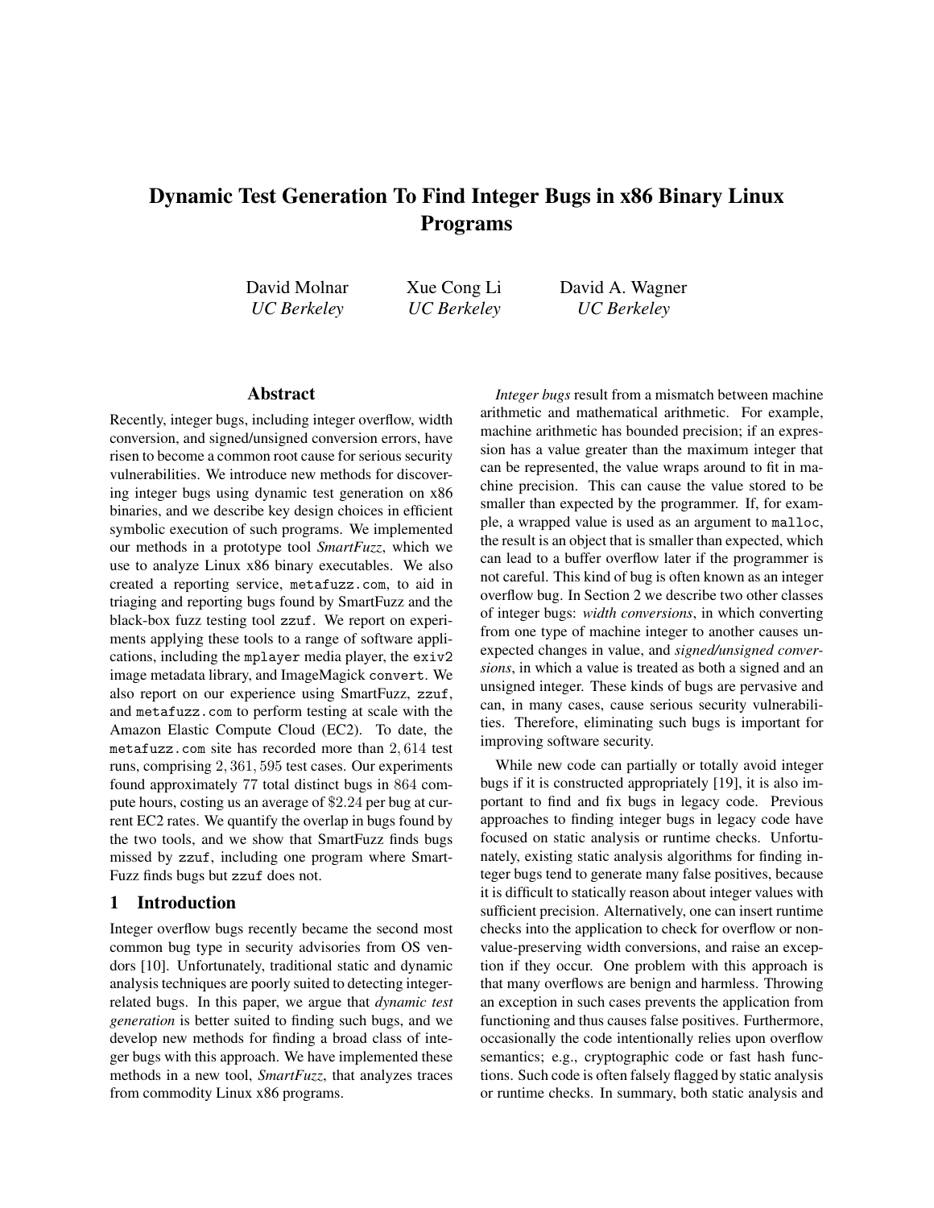# Dynamic Test Generation To Find Integer Bugs in x86 Binary Linux Programs

David Molnar
*UC Berkeley*

Xue Cong Li
*UC Berkeley*

David A. Wagner
*UC Berkeley*

## Abstract

Recently, integer bugs, including integer overflow, width conversion, and signed/unsigned conversion errors, have risen to become a common root cause for serious security vulnerabilities. We introduce new methods for discovering integer bugs using dynamic test generation on x86 binaries, and we describe key design choices in efficient symbolic execution of such programs. We implemented our methods in a prototype tool *SmartFuzz*, which we use to analyze Linux x86 binary executables. We also created a reporting service, `metafuzz.com`, to aid in triaging and reporting bugs found by SmartFuzz and the black-box fuzz testing tool `zzuf`. We report on experiments applying these tools to a range of software applications, including the `mplayer` media player, the `exiv2` image metadata library, and ImageMagick `convert`. We also report on our experience using SmartFuzz, `zzuf`, and `metafuzz.com` to perform testing at scale with the Amazon Elastic Compute Cloud (EC2). To date, the `metafuzz.com` site has recorded more than $2,614$ test runs, comprising $2,361,595$ test cases. Our experiments found approximately 77 total distinct bugs in $864$ compute hours, costing us an average of $\$2.24$ per bug at current EC2 rates. We quantify the overlap in bugs found by the two tools, and we show that SmartFuzz finds bugs missed by `zzuf`, including one program where SmartFuzz finds bugs but `zzuf` does not.

## 1 Introduction

Integer overflow bugs recently became the second most common bug type in security advisories from OS vendors [10]. Unfortunately, traditional static and dynamic analysis techniques are poorly suited to detecting integer-related bugs. In this paper, we argue that *dynamic test generation* is better suited to finding such bugs, and we develop new methods for finding a broad class of integer bugs with this approach. We have implemented these methods in a new tool, *SmartFuzz*, that analyzes traces from commodity Linux x86 programs.

*Integer bugs* result from a mismatch between machine arithmetic and mathematical arithmetic. For example, machine arithmetic has bounded precision; if an expression has a value greater than the maximum integer that can be represented, the value wraps around to fit in machine precision. This can cause the value stored to be smaller than expected by the programmer. If, for example, a wrapped value is used as an argument to `malloc`, the result is an object that is smaller than expected, which can lead to a buffer overflow later if the programmer is not careful. This kind of bug is often known as an integer overflow bug. In Section 2 we describe two other classes of integer bugs: *width conversions*, in which converting from one type of machine integer to another causes unexpected changes in value, and *signed/unsigned conversions*, in which a value is treated as both a signed and an unsigned integer. These kinds of bugs are pervasive and can, in many cases, cause serious security vulnerabilities. Therefore, eliminating such bugs is important for improving software security.

While new code can partially or totally avoid integer bugs if it is constructed appropriately [19], it is also important to find and fix bugs in legacy code. Previous approaches to finding integer bugs in legacy code have focused on static analysis or runtime checks. Unfortunately, existing static analysis algorithms for finding integer bugs tend to generate many false positives, because it is difficult to statically reason about integer values with sufficient precision. Alternatively, one can insert runtime checks into the application to check for overflow or non-value-preserving width conversions, and raise an exception if they occur. One problem with this approach is that many overflows are benign and harmless. Throwing an exception in such cases prevents the application from functioning and thus causes false positives. Furthermore, occasionally the code intentionally relies upon overflow semantics; e.g., cryptographic code or fast hash functions. Such code is often falsely flagged by static analysis or runtime checks. In summary, both static analysis and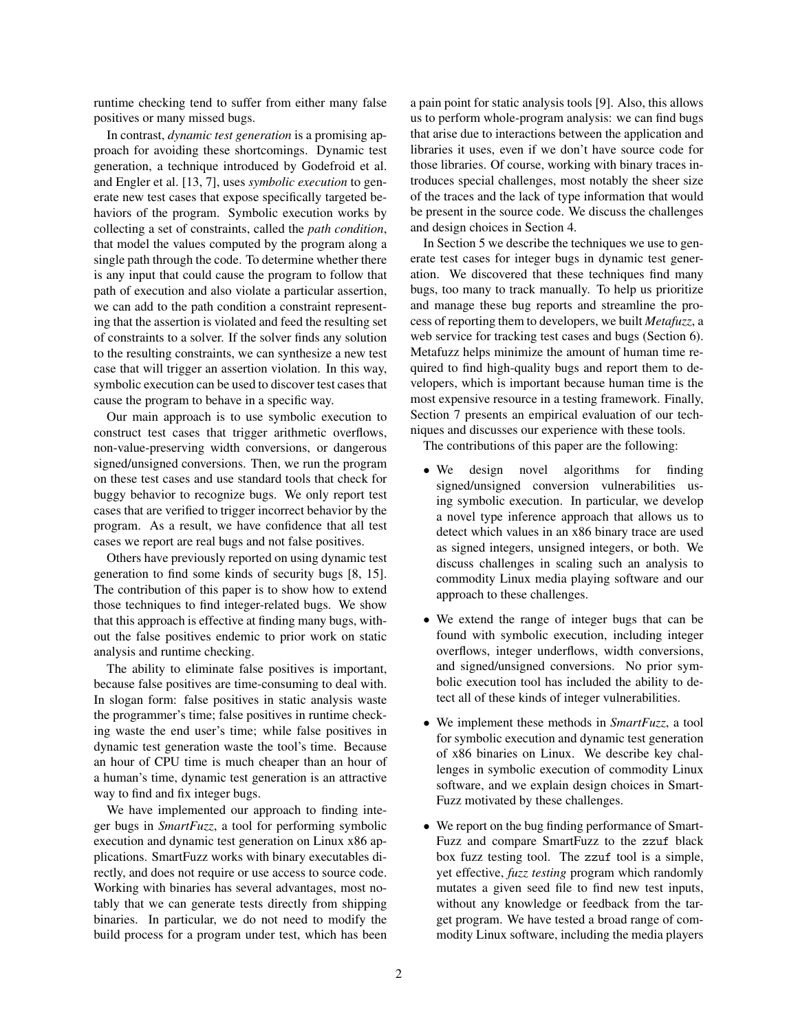runtime checking tend to suffer from either many false positives or many missed bugs.

In contrast, *dynamic test generation* is a promising approach for avoiding these shortcomings. Dynamic test generation, a technique introduced by Godefroid et al. and Engler et al. [13, 7], uses *symbolic execution* to generate new test cases that expose specifically targeted behaviors of the program. Symbolic execution works by collecting a set of constraints, called the *path condition*, that model the values computed by the program along a single path through the code. To determine whether there is any input that could cause the program to follow that path of execution and also violate a particular assertion, we can add to the path condition a constraint representing that the assertion is violated and feed the resulting set of constraints to a solver. If the solver finds any solution to the resulting constraints, we can synthesize a new test case that will trigger an assertion violation. In this way, symbolic execution can be used to discover test cases that cause the program to behave in a specific way.

Our main approach is to use symbolic execution to construct test cases that trigger arithmetic overflows, non-value-preserving width conversions, or dangerous signed/unsigned conversions. Then, we run the program on these test cases and use standard tools that check for buggy behavior to recognize bugs. We only report test cases that are verified to trigger incorrect behavior by the program. As a result, we have confidence that all test cases we report are real bugs and not false positives.

Others have previously reported on using dynamic test generation to find some kinds of security bugs [8, 15]. The contribution of this paper is to show how to extend those techniques to find integer-related bugs. We show that this approach is effective at finding many bugs, without the false positives endemic to prior work on static analysis and runtime checking.

The ability to eliminate false positives is important, because false positives are time-consuming to deal with. In slogan form: false positives in static analysis waste the programmer's time; false positives in runtime checking waste the end user's time; while false positives in dynamic test generation waste the tool's time. Because an hour of CPU time is much cheaper than an hour of a human's time, dynamic test generation is an attractive way to find and fix integer bugs.

We have implemented our approach to finding integer bugs in *SmartFuzz*, a tool for performing symbolic execution and dynamic test generation on Linux x86 applications. SmartFuzz works with binary executables directly, and does not require or use access to source code. Working with binaries has several advantages, most notably that we can generate tests directly from shipping binaries. In particular, we do not need to modify the build process for a program under test, which has been a pain point for static analysis tools [9]. Also, this allows us to perform whole-program analysis: we can find bugs that arise due to interactions between the application and libraries it uses, even if we don't have source code for those libraries. Of course, working with binary traces introduces special challenges, most notably the sheer size of the traces and the lack of type information that would be present in the source code. We discuss the challenges and design choices in Section 4.

In Section 5 we describe the techniques we use to generate test cases for integer bugs in dynamic test generation. We discovered that these techniques find many bugs, too many to track manually. To help us prioritize and manage these bug reports and streamline the process of reporting them to developers, we built *Metafuzz*, a web service for tracking test cases and bugs (Section 6). Metafuzz helps minimize the amount of human time required to find high-quality bugs and report them to developers, which is important because human time is the most expensive resource in a testing framework. Finally, Section 7 presents an empirical evaluation of our techniques and discusses our experience with these tools.

The contributions of this paper are the following:

- We design novel algorithms for finding signed/unsigned conversion vulnerabilities using symbolic execution. In particular, we develop a novel type inference approach that allows us to detect which values in an x86 binary trace are used as signed integers, unsigned integers, or both. We discuss challenges in scaling such an analysis to commodity Linux media playing software and our approach to these challenges.
- We extend the range of integer bugs that can be found with symbolic execution, including integer overflows, integer underflows, width conversions, and signed/unsigned conversions. No prior symbolic execution tool has included the ability to detect all of these kinds of integer vulnerabilities.
- We implement these methods in *SmartFuzz*, a tool for symbolic execution and dynamic test generation of x86 binaries on Linux. We describe key challenges in symbolic execution of commodity Linux software, and we explain design choices in SmartFuzz motivated by these challenges.
- We report on the bug finding performance of SmartFuzz and compare SmartFuzz to the `zzuf` black box fuzz testing tool. The `zzuf` tool is a simple, yet effective, *fuzz testing* program which randomly mutates a given seed file to find new test inputs, without any knowledge or feedback from the target program. We have tested a broad range of commodity Linux software, including the media players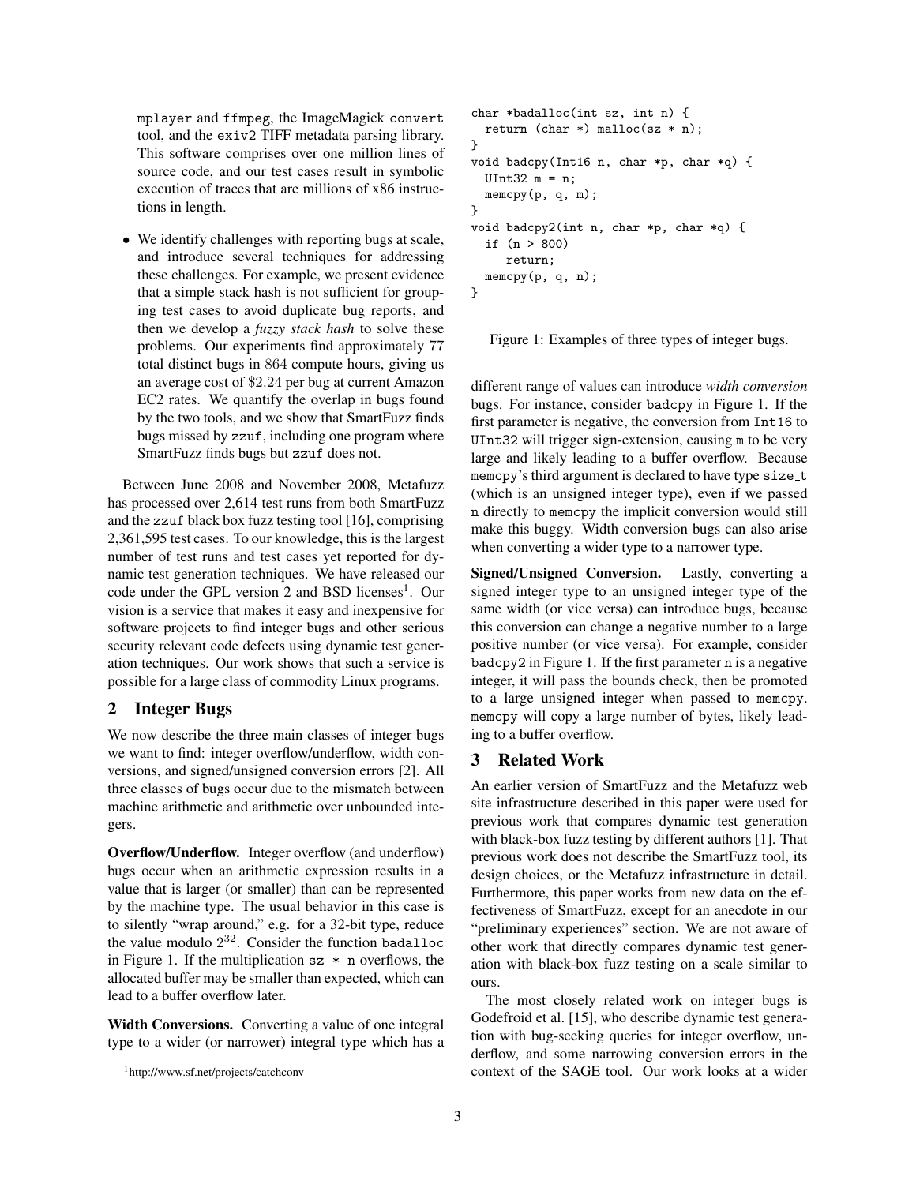mplayer and ffmpeg, the ImageMagick convert tool, and the exiv2 TIFF metadata parsing library. This software comprises over one million lines of source code, and our test cases result in symbolic execution of traces that are millions of x86 instructions in length.

- We identify challenges with reporting bugs at scale, and introduce several techniques for addressing these challenges. For example, we present evidence that a simple stack hash is not sufficient for grouping test cases to avoid duplicate bug reports, and then we develop a *fuzzy stack hash* to solve these problems. Our experiments find approximately 77 total distinct bugs in 864 compute hours, giving us an average cost of $2.24 per bug at current Amazon EC2 rates. We quantify the overlap in bugs found by the two tools, and we show that SmartFuzz finds bugs missed by zzuf, including one program where SmartFuzz finds bugs but zzuf does not.

Between June 2008 and November 2008, Metafuzz has processed over 2,614 test runs from both SmartFuzz and the zzuf black box fuzz testing tool [16], comprising 2,361,595 test cases. To our knowledge, this is the largest number of test runs and test cases yet reported for dynamic test generation techniques. We have released our code under the GPL version 2 and BSD licenses[1]. Our vision is a service that makes it easy and inexpensive for software projects to find integer bugs and other serious security relevant code defects using dynamic test generation techniques. Our work shows that such a service is possible for a large class of commodity Linux programs.

## 2 Integer Bugs

We now describe the three main classes of integer bugs we want to find: integer overflow/underflow, width conversions, and signed/unsigned conversion errors [2]. All three classes of bugs occur due to the mismatch between machine arithmetic and arithmetic over unbounded integers.

**Overflow/Underflow.** Integer overflow (and underflow) bugs occur when an arithmetic expression results in a value that is larger (or smaller) than can be represented by the machine type. The usual behavior in this case is to silently "wrap around," e.g. for a 32-bit type, reduce the value modulo $2^{32}$. Consider the function badalloc in Figure 1. If the multiplication sz * n overflows, the allocated buffer may be smaller than expected, which can lead to a buffer overflow later.

**Width Conversions.** Converting a value of one integral type to a wider (or narrower) integral type which has a different range of values can introduce *width conversion* bugs. For instance, consider badcpy in Figure 1. If the first parameter is negative, the conversion from Int16 to UInt32 will trigger sign-extension, causing m to be very large and likely leading to a buffer overflow. Because memcpy's third argument is declared to have type size_t (which is an unsigned integer type), even if we passed n directly to memcpy the implicit conversion would still make this buggy. Width conversion bugs can also arise when converting a wider type to a narrower type.

**Signed/Unsigned Conversion.** Lastly, converting a signed integer type to an unsigned integer type of the same width (or vice versa) can introduce bugs, because this conversion can change a negative number to a large positive number (or vice versa). For example, consider badcpy2 in Figure 1. If the first parameter n is a negative integer, it will pass the bounds check, then be promoted to a large unsigned integer when passed to memcpy. memcpy will copy a large number of bytes, likely leading to a buffer overflow.

```
char *badalloc(int sz, int n) {
  return (char *) malloc(sz * n);
}
void badcpy(Int16 n, char *p, char *q) {
  UInt32 m = n;
  memcpy(p, q, m);
}
void badcpy2(int n, char *p, char *q) {
  if (n > 800)
     return;
  memcpy(p, q, n);
}
```

Figure 1: Examples of three types of integer bugs.

## 3 Related Work

An earlier version of SmartFuzz and the Metafuzz web site infrastructure described in this paper were used for previous work that compares dynamic test generation with black-box fuzz testing by different authors [1]. That previous work does not describe the SmartFuzz tool, its design choices, or the Metafuzz infrastructure in detail. Furthermore, this paper works from new data on the effectiveness of SmartFuzz, except for an anecdote in our "preliminary experiences" section. We are not aware of other work that directly compares dynamic test generation with black-box fuzz testing on a scale similar to ours.

The most closely related work on integer bugs is Godefroid et al. [15], who describe dynamic test generation with bug-seeking queries for integer overflow, underflow, and some narrowing conversion errors in the context of the SAGE tool. Our work looks at a wider

[1] http://www.sf.net/projects/catchconv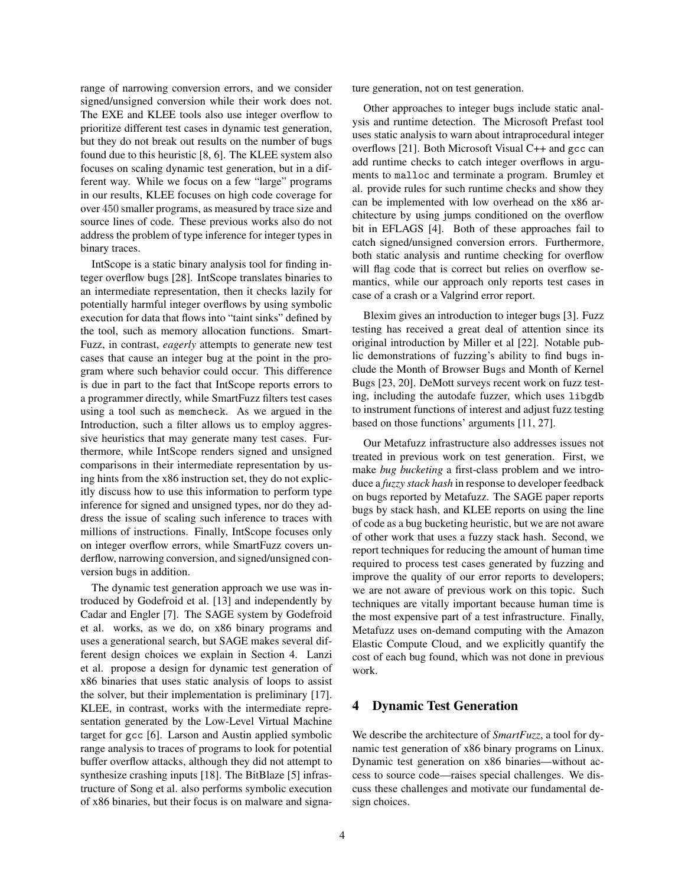range of narrowing conversion errors, and we consider signed/unsigned conversion while their work does not. The EXE and KLEE tools also use integer overflow to prioritize different test cases in dynamic test generation, but they do not break out results on the number of bugs found due to this heuristic [8, 6]. The KLEE system also focuses on scaling dynamic test generation, but in a different way. While we focus on a few "large" programs in our results, KLEE focuses on high code coverage for over 450 smaller programs, as measured by trace size and source lines of code. These previous works also do not address the problem of type inference for integer types in binary traces.

IntScope is a static binary analysis tool for finding integer overflow bugs [28]. IntScope translates binaries to an intermediate representation, then it checks lazily for potentially harmful integer overflows by using symbolic execution for data that flows into "taint sinks" defined by the tool, such as memory allocation functions. SmartFuzz, in contrast, *eagerly* attempts to generate new test cases that cause an integer bug at the point in the program where such behavior could occur. This difference is due in part to the fact that IntScope reports errors to a programmer directly, while SmartFuzz filters test cases using a tool such as `memcheck`. As we argued in the Introduction, such a filter allows us to employ aggressive heuristics that may generate many test cases. Furthermore, while IntScope renders signed and unsigned comparisons in their intermediate representation by using hints from the x86 instruction set, they do not explicitly discuss how to use this information to perform type inference for signed and unsigned types, nor do they address the issue of scaling such inference to traces with millions of instructions. Finally, IntScope focuses only on integer overflow errors, while SmartFuzz covers underflow, narrowing conversion, and signed/unsigned conversion bugs in addition.

The dynamic test generation approach we use was introduced by Godefroid et al. [13] and independently by Cadar and Engler [7]. The SAGE system by Godefroid et al. works, as we do, on x86 binary programs and uses a generational search, but SAGE makes several different design choices we explain in Section 4. Lanzi et al. propose a design for dynamic test generation of x86 binaries that uses static analysis of loops to assist the solver, but their implementation is preliminary [17]. KLEE, in contrast, works with the intermediate representation generated by the Low-Level Virtual Machine target for `gcc` [6]. Larson and Austin applied symbolic range analysis to traces of programs to look for potential buffer overflow attacks, although they did not attempt to synthesize crashing inputs [18]. The BitBlaze [5] infrastructure of Song et al. also performs symbolic execution of x86 binaries, but their focus is on malware and signature generation, not on test generation.

Other approaches to integer bugs include static analysis and runtime detection. The Microsoft Prefast tool uses static analysis to warn about intraprocedural integer overflows [21]. Both Microsoft Visual C++ and `gcc` can add runtime checks to catch integer overflows in arguments to `malloc` and terminate a program. Brumley et al. provide rules for such runtime checks and show they can be implemented with low overhead on the x86 architecture by using jumps conditioned on the overflow bit in EFLAGS [4]. Both of these approaches fail to catch signed/unsigned conversion errors. Furthermore, both static analysis and runtime checking for overflow will flag code that is correct but relies on overflow semantics, while our approach only reports test cases in case of a crash or a Valgrind error report.

Blexim gives an introduction to integer bugs [3]. Fuzz testing has received a great deal of attention since its original introduction by Miller et al [22]. Notable public demonstrations of fuzzing's ability to find bugs include the Month of Browser Bugs and Month of Kernel Bugs [23, 20]. DeMott surveys recent work on fuzz testing, including the autodafe fuzzer, which uses `libgdb` to instrument functions of interest and adjust fuzz testing based on those functions' arguments [11, 27].

Our Metafuzz infrastructure also addresses issues not treated in previous work on test generation. First, we make *bug bucketing* a first-class problem and we introduce a *fuzzy stack hash* in response to developer feedback on bugs reported by Metafuzz. The SAGE paper reports bugs by stack hash, and KLEE reports on using the line of code as a bug bucketing heuristic, but we are not aware of other work that uses a fuzzy stack hash. Second, we report techniques for reducing the amount of human time required to process test cases generated by fuzzing and improve the quality of our error reports to developers; we are not aware of previous work on this topic. Such techniques are vitally important because human time is the most expensive part of a test infrastructure. Finally, Metafuzz uses on-demand computing with the Amazon Elastic Compute Cloud, and we explicitly quantify the cost of each bug found, which was not done in previous work.

# 4 Dynamic Test Generation

We describe the architecture of *SmartFuzz*, a tool for dynamic test generation of x86 binary programs on Linux. Dynamic test generation on x86 binaries—without access to source code—raises special challenges. We discuss these challenges and motivate our fundamental design choices.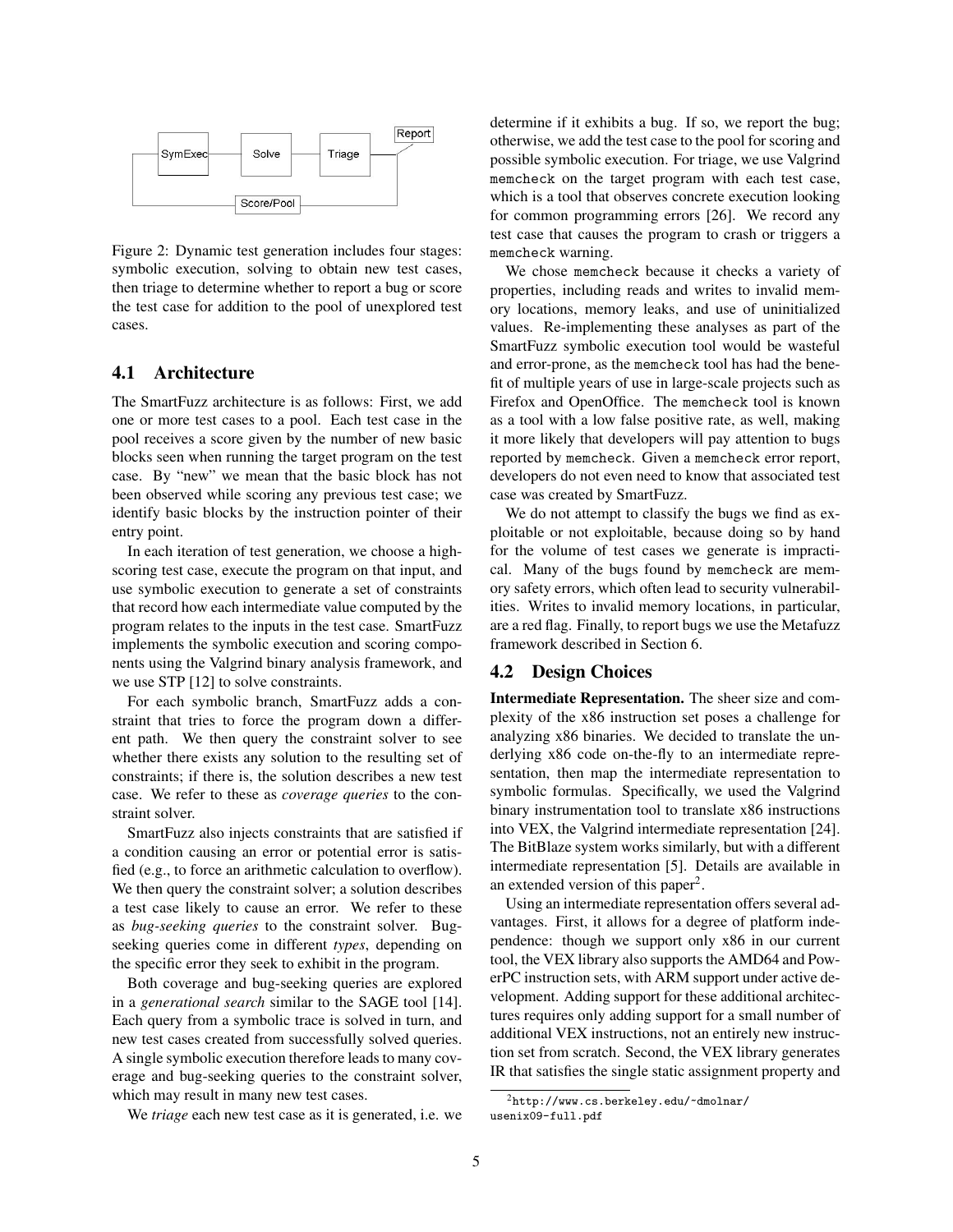Figure 2: Dynamic test generation includes four stages: symbolic execution, solving to obtain new test cases, then triage to determine whether to report a bug or score the test case for addition to the pool of unexplored test cases.

### 4.1 Architecture

The SmartFuzz architecture is as follows: First, we add one or more test cases to a pool. Each test case in the pool receives a score given by the number of new basic blocks seen when running the target program on the test case. By "new" we mean that the basic block has not been observed while scoring any previous test case; we identify basic blocks by the instruction pointer of their entry point.

In each iteration of test generation, we choose a high-scoring test case, execute the program on that input, and use symbolic execution to generate a set of constraints that record how each intermediate value computed by the program relates to the inputs in the test case. SmartFuzz implements the symbolic execution and scoring components using the Valgrind binary analysis framework, and we use STP [12] to solve constraints.

For each symbolic branch, SmartFuzz adds a constraint that tries to force the program down a different path. We then query the constraint solver to see whether there exists any solution to the resulting set of constraints; if there is, the solution describes a new test case. We refer to these as *coverage queries* to the constraint solver.

SmartFuzz also injects constraints that are satisfied if a condition causing an error or potential error is satisfied (e.g., to force an arithmetic calculation to overflow). We then query the constraint solver; a solution describes a test case likely to cause an error. We refer to these as *bug-seeking queries* to the constraint solver. Bug-seeking queries come in different *types*, depending on the specific error they seek to exhibit in the program.

Both coverage and bug-seeking queries are explored in a *generational search* similar to the SAGE tool [14]. Each query from a symbolic trace is solved in turn, and new test cases created from successfully solved queries. A single symbolic execution therefore leads to many coverage and bug-seeking queries to the constraint solver, which may result in many new test cases.

We *triage* each new test case as it is generated, i.e. we determine if it exhibits a bug. If so, we report the bug; otherwise, we add the test case to the pool for scoring and possible symbolic execution. For triage, we use Valgrind `memcheck` on the target program with each test case, which is a tool that observes concrete execution looking for common programming errors [26]. We record any test case that causes the program to crash or triggers a `memcheck` warning.

We chose `memcheck` because it checks a variety of properties, including reads and writes to invalid memory locations, memory leaks, and use of uninitialized values. Re-implementing these analyses as part of the SmartFuzz symbolic execution tool would be wasteful and error-prone, as the `memcheck` tool has had the benefit of multiple years of use in large-scale projects such as Firefox and OpenOffice. The `memcheck` tool is known as a tool with a low false positive rate, as well, making it more likely that developers will pay attention to bugs reported by `memcheck`. Given a `memcheck` error report, developers do not even need to know that associated test case was created by SmartFuzz.

We do not attempt to classify the bugs we find as exploitable or not exploitable, because doing so by hand for the volume of test cases we generate is impractical. Many of the bugs found by `memcheck` are memory safety errors, which often lead to security vulnerabilities. Writes to invalid memory locations, in particular, are a red flag. Finally, to report bugs we use the Metafuzz framework described in Section 6.

### 4.2 Design Choices

**Intermediate Representation.** The sheer size and complexity of the x86 instruction set poses a challenge for analyzing x86 binaries. We decided to translate the underlying x86 code on-the-fly to an intermediate representation, then map the intermediate representation to symbolic formulas. Specifically, we used the Valgrind binary instrumentation tool to translate x86 instructions into VEX, the Valgrind intermediate representation [24]. The BitBlaze system works similarly, but with a different intermediate representation [5]. Details are available in an extended version of this paper[2].

Using an intermediate representation offers several advantages. First, it allows for a degree of platform independence: though we support only x86 in our current tool, the VEX library also supports the AMD64 and PowerPC instruction sets, with ARM support under active development. Adding support for these additional architectures requires only adding support for a small number of additional VEX instructions, not an entirely new instruction set from scratch. Second, the VEX library generates IR that satisfies the single static assignment property and

[2] `http://www.cs.berkeley.edu/~dmolnar/usenix09-full.pdf`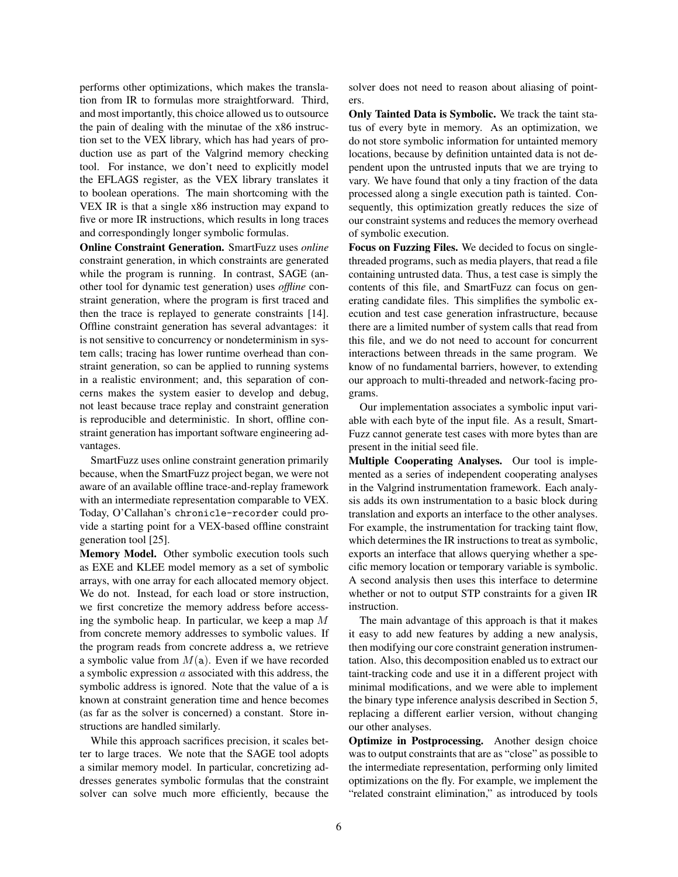performs other optimizations, which makes the translation from IR to formulas more straightforward. Third, and most importantly, this choice allowed us to outsource the pain of dealing with the minutae of the x86 instruction set to the VEX library, which has had years of production use as part of the Valgrind memory checking tool. For instance, we don't need to explicitly model the EFLAGS register, as the VEX library translates it to boolean operations. The main shortcoming with the VEX IR is that a single x86 instruction may expand to five or more IR instructions, which results in long traces and correspondingly longer symbolic formulas.

**Online Constraint Generation.** SmartFuzz uses *online* constraint generation, in which constraints are generated while the program is running. In contrast, SAGE (another tool for dynamic test generation) uses *offline* constraint generation, where the program is first traced and then the trace is replayed to generate constraints [14]. Offline constraint generation has several advantages: it is not sensitive to concurrency or nondeterminism in system calls; tracing has lower runtime overhead than constraint generation, so can be applied to running systems in a realistic environment; and, this separation of concerns makes the system easier to develop and debug, not least because trace replay and constraint generation is reproducible and deterministic. In short, offline constraint generation has important software engineering advantages.

SmartFuzz uses online constraint generation primarily because, when the SmartFuzz project began, we were not aware of an available offline trace-and-replay framework with an intermediate representation comparable to VEX. Today, O'Callahan's `chronicle-recorder` could provide a starting point for a VEX-based offline constraint generation tool [25].

**Memory Model.** Other symbolic execution tools such as EXE and KLEE model memory as a set of symbolic arrays, with one array for each allocated memory object. We do not. Instead, for each load or store instruction, we first concretize the memory address before accessing the symbolic heap. In particular, we keep a map $M$ from concrete memory addresses to symbolic values. If the program reads from concrete address `a`, we retrieve a symbolic value from $M(\mathtt{a})$. Even if we have recorded a symbolic expression $a$ associated with this address, the symbolic address is ignored. Note that the value of `a` is known at constraint generation time and hence becomes (as far as the solver is concerned) a constant. Store instructions are handled similarly.

While this approach sacrifices precision, it scales better to large traces. We note that the SAGE tool adopts a similar memory model. In particular, concretizing addresses generates symbolic formulas that the constraint solver can solve much more efficiently, because the solver does not need to reason about aliasing of pointers.

**Only Tainted Data is Symbolic.** We track the taint status of every byte in memory. As an optimization, we do not store symbolic information for untainted memory locations, because by definition untainted data is not dependent upon the untrusted inputs that we are trying to vary. We have found that only a tiny fraction of the data processed along a single execution path is tainted. Consequently, this optimization greatly reduces the size of our constraint systems and reduces the memory overhead of symbolic execution.

**Focus on Fuzzing Files.** We decided to focus on single-threaded programs, such as media players, that read a file containing untrusted data. Thus, a test case is simply the contents of this file, and SmartFuzz can focus on generating candidate files. This simplifies the symbolic execution and test case generation infrastructure, because there are a limited number of system calls that read from this file, and we do not need to account for concurrent interactions between threads in the same program. We know of no fundamental barriers, however, to extending our approach to multi-threaded and network-facing programs.

Our implementation associates a symbolic input variable with each byte of the input file. As a result, SmartFuzz cannot generate test cases with more bytes than are present in the initial seed file.

**Multiple Cooperating Analyses.** Our tool is implemented as a series of independent cooperating analyses in the Valgrind instrumentation framework. Each analysis adds its own instrumentation to a basic block during translation and exports an interface to the other analyses. For example, the instrumentation for tracking taint flow, which determines the IR instructions to treat as symbolic, exports an interface that allows querying whether a specific memory location or temporary variable is symbolic. A second analysis then uses this interface to determine whether or not to output STP constraints for a given IR instruction.

The main advantage of this approach is that it makes it easy to add new features by adding a new analysis, then modifying our core constraint generation instrumentation. Also, this decomposition enabled us to extract our taint-tracking code and use it in a different project with minimal modifications, and we were able to implement the binary type inference analysis described in Section 5, replacing a different earlier version, without changing our other analyses.

**Optimize in Postprocessing.** Another design choice was to output constraints that are as "close" as possible to the intermediate representation, performing only limited optimizations on the fly. For example, we implement the "related constraint elimination," as introduced by tools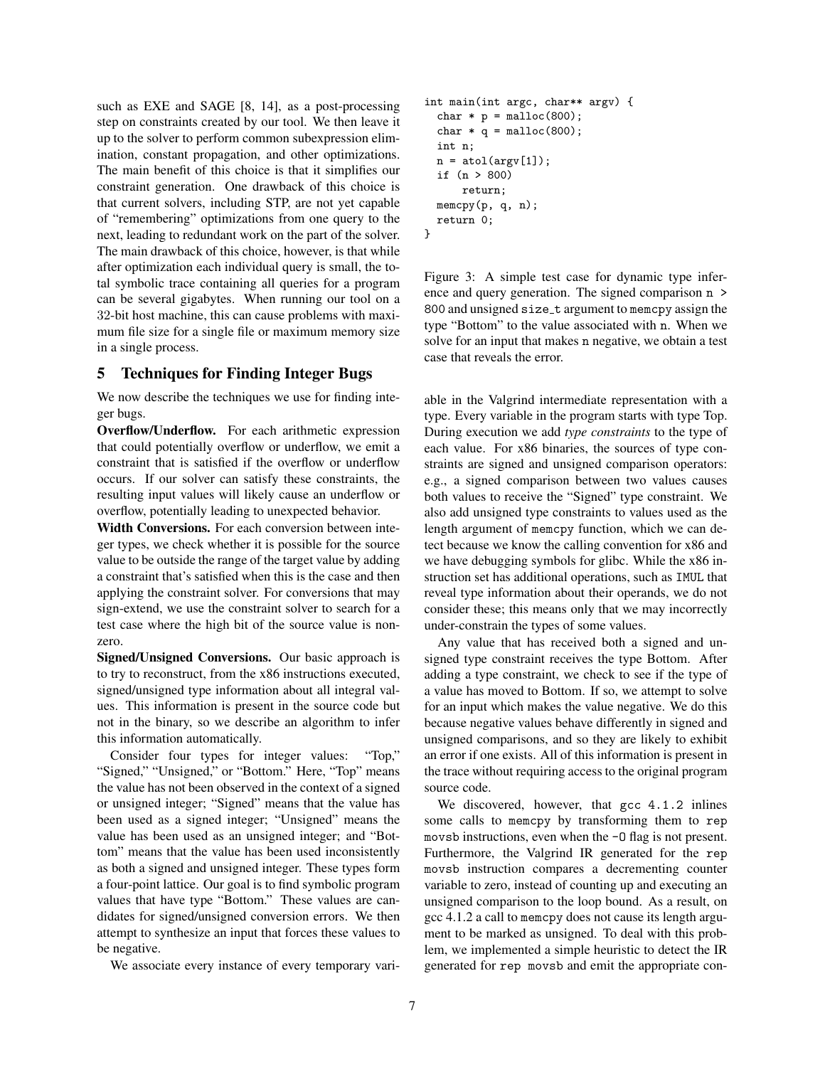such as EXE and SAGE [8, 14], as a post-processing step on constraints created by our tool. We then leave it up to the solver to perform common subexpression elimination, constant propagation, and other optimizations. The main benefit of this choice is that it simplifies our constraint generation. One drawback of this choice is that current solvers, including STP, are not yet capable of "remembering" optimizations from one query to the next, leading to redundant work on the part of the solver. The main drawback of this choice, however, is that while after optimization each individual query is small, the total symbolic trace containing all queries for a program can be several gigabytes. When running our tool on a 32-bit host machine, this can cause problems with maximum file size for a single file or maximum memory size in a single process.

## 5 Techniques for Finding Integer Bugs

We now describe the techniques we use for finding integer bugs.

**Overflow/Underflow.** For each arithmetic expression that could potentially overflow or underflow, we emit a constraint that is satisfied if the overflow or underflow occurs. If our solver can satisfy these constraints, the resulting input values will likely cause an underflow or overflow, potentially leading to unexpected behavior.

**Width Conversions.** For each conversion between integer types, we check whether it is possible for the source value to be outside the range of the target value by adding a constraint that's satisfied when this is the case and then applying the constraint solver. For conversions that may sign-extend, we use the constraint solver to search for a test case where the high bit of the source value is nonzero.

**Signed/Unsigned Conversions.** Our basic approach is to try to reconstruct, from the x86 instructions executed, signed/unsigned type information about all integral values. This information is present in the source code but not in the binary, so we describe an algorithm to infer this information automatically.

Consider four types for integer values: "Top," "Signed," "Unsigned," or "Bottom." Here, "Top" means the value has not been observed in the context of a signed or unsigned integer; "Signed" means that the value has been used as a signed integer; "Unsigned" means the value has been used as an unsigned integer; and "Bottom" means that the value has been used inconsistently as both a signed and unsigned integer. These types form a four-point lattice. Our goal is to find symbolic program values that have type "Bottom." These values are candidates for signed/unsigned conversion errors. We then attempt to synthesize an input that forces these values to be negative.

We associate every instance of every temporary variable in the Valgrind intermediate representation with a type. Every variable in the program starts with type Top. During execution we add *type constraints* to the type of each value. For x86 binaries, the sources of type constraints are signed and unsigned comparison operators: e.g., a signed comparison between two values causes both values to receive the "Signed" type constraint. We also add unsigned type constraints to values used as the length argument of `memcpy` function, which we can detect because we know the calling convention for x86 and we have debugging symbols for glibc. While the x86 instruction set has additional operations, such as `IMUL` that reveal type information about their operands, we do not consider these; this means only that we may incorrectly under-constrain the types of some values.

```
int main(int argc, char** argv) {
  char * p = malloc(800);
  char * q = malloc(800);
  int n;
  n = atol(argv[1]);
  if (n > 800)
      return;
  memcpy(p, q, n);
  return 0;
}
```

Figure 3: A simple test case for dynamic type inference and query generation. The signed comparison `n > 800` and unsigned `size_t` argument to `memcpy` assign the type "Bottom" to the value associated with `n`. When we solve for an input that makes `n` negative, we obtain a test case that reveals the error.

Any value that has received both a signed and unsigned type constraint receives the type Bottom. After adding a type constraint, we check to see if the type of a value has moved to Bottom. If so, we attempt to solve for an input which makes the value negative. We do this because negative values behave differently in signed and unsigned comparisons, and so they are likely to exhibit an error if one exists. All of this information is present in the trace without requiring access to the original program source code.

We discovered, however, that `gcc 4.1.2` inlines some calls to `memcpy` by transforming them to `rep movsb` instructions, even when the `-O` flag is not present. Furthermore, the Valgrind IR generated for the `rep movsb` instruction compares a decrementing counter variable to zero, instead of counting up and executing an unsigned comparison to the loop bound. As a result, on gcc 4.1.2 a call to `memcpy` does not cause its length argument to be marked as unsigned. To deal with this problem, we implemented a simple heuristic to detect the IR generated for `rep movsb` and emit the appropriate con-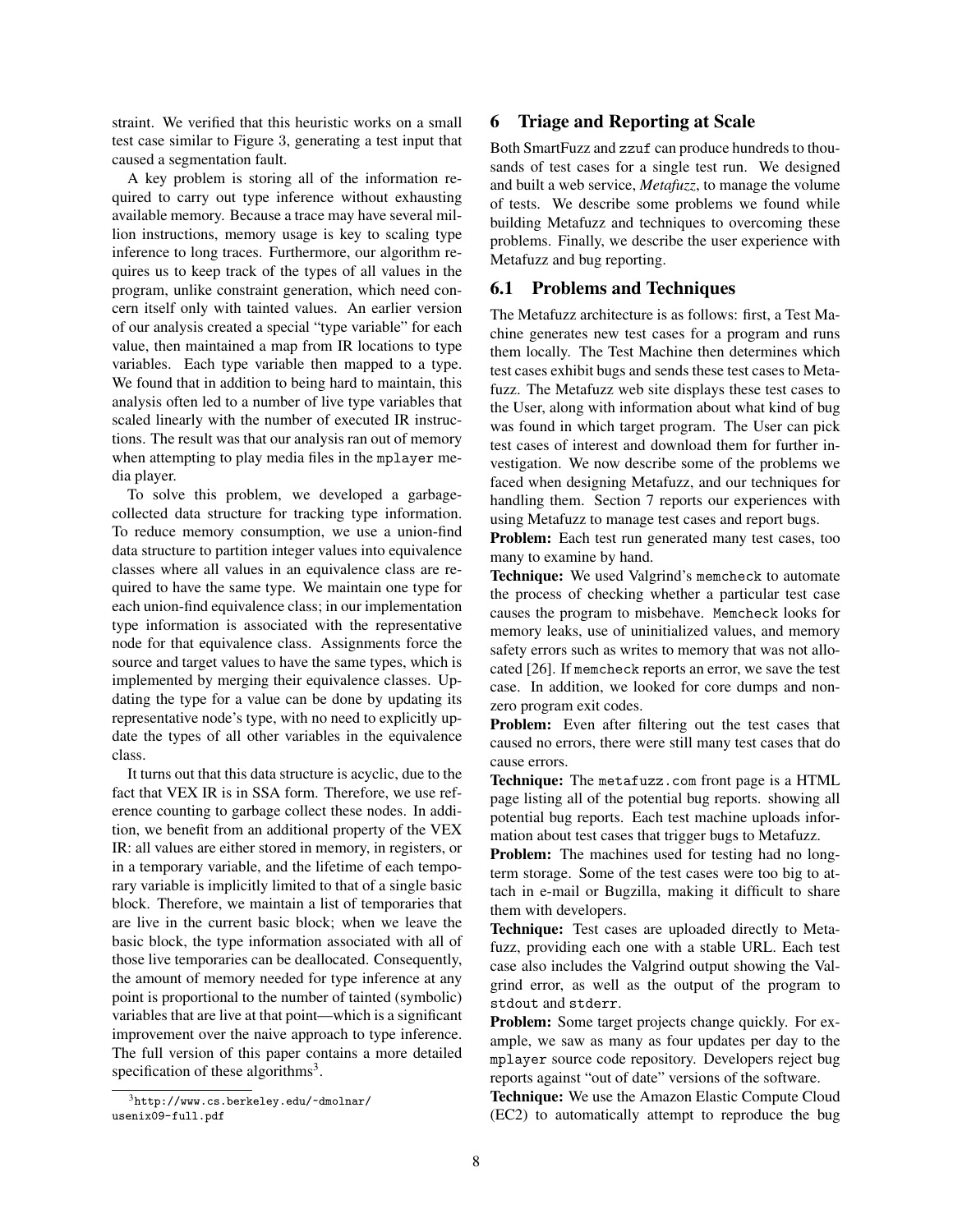straint. We verified that this heuristic works on a small test case similar to Figure 3, generating a test input that caused a segmentation fault.

A key problem is storing all of the information required to carry out type inference without exhausting available memory. Because a trace may have several million instructions, memory usage is key to scaling type inference to long traces. Furthermore, our algorithm requires us to keep track of the types of all values in the program, unlike constraint generation, which need concern itself only with tainted values. An earlier version of our analysis created a special "type variable" for each value, then maintained a map from IR locations to type variables. Each type variable then mapped to a type. We found that in addition to being hard to maintain, this analysis often led to a number of live type variables that scaled linearly with the number of executed IR instructions. The result was that our analysis ran out of memory when attempting to play media files in the `mplayer` media player.

To solve this problem, we developed a garbage-collected data structure for tracking type information. To reduce memory consumption, we use a union-find data structure to partition integer values into equivalence classes where all values in an equivalence class are required to have the same type. We maintain one type for each union-find equivalence class; in our implementation type information is associated with the representative node for that equivalence class. Assignments force the source and target values to have the same types, which is implemented by merging their equivalence classes. Updating the type for a value can be done by updating its representative node's type, with no need to explicitly update the types of all other variables in the equivalence class.

It turns out that this data structure is acyclic, due to the fact that VEX IR is in SSA form. Therefore, we use reference counting to garbage collect these nodes. In addition, we benefit from an additional property of the VEX IR: all values are either stored in memory, in registers, or in a temporary variable, and the lifetime of each temporary variable is implicitly limited to that of a single basic block. Therefore, we maintain a list of temporaries that are live in the current basic block; when we leave the basic block, the type information associated with all of those live temporaries can be deallocated. Consequently, the amount of memory needed for type inference at any point is proportional to the number of tainted (symbolic) variables that are live at that point—which is a significant improvement over the naive approach to type inference. The full version of this paper contains a more detailed specification of these algorithms[3].

[3] `http://www.cs.berkeley.edu/~dmolnar/usenix09-full.pdf`

## 6 Triage and Reporting at Scale

Both SmartFuzz and `zzuf` can produce hundreds to thousands of test cases for a single test run. We designed and built a web service, *Metafuzz*, to manage the volume of tests. We describe some problems we found while building Metafuzz and techniques to overcoming these problems. Finally, we describe the user experience with Metafuzz and bug reporting.

### 6.1 Problems and Techniques

The Metafuzz architecture is as follows: first, a Test Machine generates new test cases for a program and runs them locally. The Test Machine then determines which test cases exhibit bugs and sends these test cases to Metafuzz. The Metafuzz web site displays these test cases to the User, along with information about what kind of bug was found in which target program. The User can pick test cases of interest and download them for further investigation. We now describe some of the problems we faced when designing Metafuzz, and our techniques for handling them. Section 7 reports our experiences with using Metafuzz to manage test cases and report bugs.

**Problem:** Each test run generated many test cases, too many to examine by hand.

**Technique:** We used Valgrind's `memcheck` to automate the process of checking whether a particular test case causes the program to misbehave. `Memcheck` looks for memory leaks, use of uninitialized values, and memory safety errors such as writes to memory that was not allocated [26]. If `memcheck` reports an error, we save the test case. In addition, we looked for core dumps and non-zero program exit codes.

**Problem:** Even after filtering out the test cases that caused no errors, there were still many test cases that do cause errors.

**Technique:** The `metafuzz.com` front page is a HTML page listing all of the potential bug reports. showing all potential bug reports. Each test machine uploads information about test cases that trigger bugs to Metafuzz.

**Problem:** The machines used for testing had no long-term storage. Some of the test cases were too big to attach in e-mail or Bugzilla, making it difficult to share them with developers.

**Technique:** Test cases are uploaded directly to Metafuzz, providing each one with a stable URL. Each test case also includes the Valgrind output showing the Valgrind error, as well as the output of the program to `stdout` and `stderr`.

**Problem:** Some target projects change quickly. For example, we saw as many as four updates per day to the `mplayer` source code repository. Developers reject bug reports against "out of date" versions of the software.

**Technique:** We use the Amazon Elastic Compute Cloud (EC2) to automatically attempt to reproduce the bug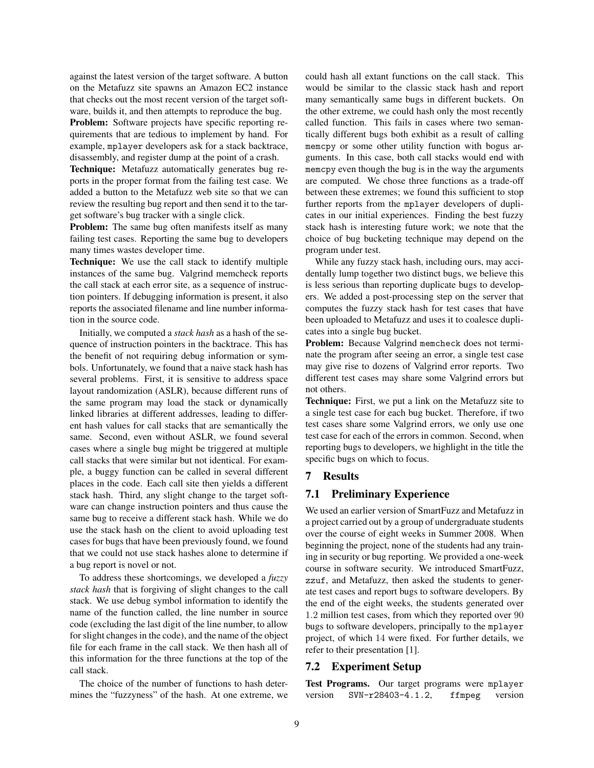against the latest version of the target software. A button on the Metafuzz site spawns an Amazon EC2 instance that checks out the most recent version of the target software, builds it, and then attempts to reproduce the bug.

**Problem:** Software projects have specific reporting requirements that are tedious to implement by hand. For example, `mplayer` developers ask for a stack backtrace, disassembly, and register dump at the point of a crash.

**Technique:** Metafuzz automatically generates bug reports in the proper format from the failing test case. We added a button to the Metafuzz web site so that we can review the resulting bug report and then send it to the target software's bug tracker with a single click.

**Problem:** The same bug often manifests itself as many failing test cases. Reporting the same bug to developers many times wastes developer time.

**Technique:** We use the call stack to identify multiple instances of the same bug. Valgrind memcheck reports the call stack at each error site, as a sequence of instruction pointers. If debugging information is present, it also reports the associated filename and line number information in the source code.

Initially, we computed a *stack hash* as a hash of the sequence of instruction pointers in the backtrace. This has the benefit of not requiring debug information or symbols. Unfortunately, we found that a naive stack hash has several problems. First, it is sensitive to address space layout randomization (ASLR), because different runs of the same program may load the stack or dynamically linked libraries at different addresses, leading to different hash values for call stacks that are semantically the same. Second, even without ASLR, we found several cases where a single bug might be triggered at multiple call stacks that were similar but not identical. For example, a buggy function can be called in several different places in the code. Each call site then yields a different stack hash. Third, any slight change to the target software can change instruction pointers and thus cause the same bug to receive a different stack hash. While we do use the stack hash on the client to avoid uploading test cases for bugs that have been previously found, we found that we could not use stack hashes alone to determine if a bug report is novel or not.

To address these shortcomings, we developed a *fuzzy stack hash* that is forgiving of slight changes to the call stack. We use debug symbol information to identify the name of the function called, the line number in source code (excluding the last digit of the line number, to allow for slight changes in the code), and the name of the object file for each frame in the call stack. We then hash all of this information for the three functions at the top of the call stack.

The choice of the number of functions to hash determines the "fuzzyness" of the hash. At one extreme, we could hash all extant functions on the call stack. This would be similar to the classic stack hash and report many semantically same bugs in different buckets. On the other extreme, we could hash only the most recently called function. This fails in cases where two semantically different bugs both exhibit as a result of calling `memcpy` or some other utility function with bogus arguments. In this case, both call stacks would end with `memcpy` even though the bug is in the way the arguments are computed. We chose three functions as a trade-off between these extremes; we found this sufficient to stop further reports from the `mplayer` developers of duplicates in our initial experiences. Finding the best fuzzy stack hash is interesting future work; we note that the choice of bug bucketing technique may depend on the program under test.

While any fuzzy stack hash, including ours, may accidentally lump together two distinct bugs, we believe this is less serious than reporting duplicate bugs to developers. We added a post-processing step on the server that computes the fuzzy stack hash for test cases that have been uploaded to Metafuzz and uses it to coalesce duplicates into a single bug bucket.

**Problem:** Because Valgrind `memcheck` does not terminate the program after seeing an error, a single test case may give rise to dozens of Valgrind error reports. Two different test cases may share some Valgrind errors but not others.

**Technique:** First, we put a link on the Metafuzz site to a single test case for each bug bucket. Therefore, if two test cases share some Valgrind errors, we only use one test case for each of the errors in common. Second, when reporting bugs to developers, we highlight in the title the specific bugs on which to focus.

## 7 Results

### 7.1 Preliminary Experience

We used an earlier version of SmartFuzz and Metafuzz in a project carried out by a group of undergraduate students over the course of eight weeks in Summer 2008. When beginning the project, none of the students had any training in security or bug reporting. We provided a one-week course in software security. We introduced SmartFuzz, `zzuf`, and Metafuzz, then asked the students to generate test cases and report bugs to software developers. By the end of the eight weeks, the students generated over 1.2 million test cases, from which they reported over 90 bugs to software developers, principally to the `mplayer` project, of which 14 were fixed. For further details, we refer to their presentation [1].

### 7.2 Experiment Setup

**Test Programs.** Our target programs were `mplayer` version `SVN-r28403-4.1.2`, `ffmpeg` version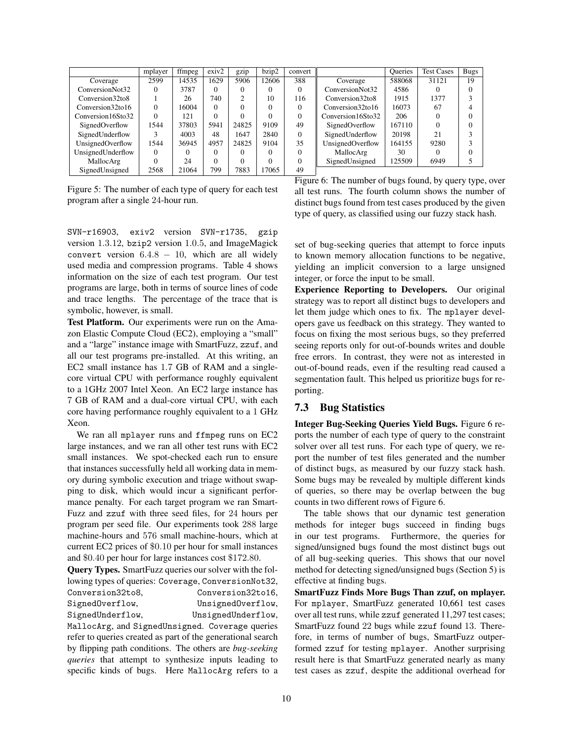|  | mplayer | ffmpeg | exiv2 | gzip | bzip2 | convert |
|---|---|---|---|---|---|---|
| Coverage | 2599 | 14535 | 1629 | 5906 | 12606 | 388 |
| ConversionNot32 | 0 | 3787 | 0 | 0 | 0 | 0 |
| Conversion32to8 | 1 | 26 | 740 | 2 | 10 | 116 |
| Conversion32to16 | 0 | 16004 | 0 | 0 | 0 | 0 |
| Conversion16Sto32 | 0 | 121 | 0 | 0 | 0 | 0 |
| SignedOverflow | 1544 | 37803 | 5941 | 24825 | 9109 | 49 |
| SignedUnderflow | 3 | 4003 | 48 | 1647 | 2840 | 0 |
| UnsignedOverflow | 1544 | 36945 | 4957 | 24825 | 9104 | 35 |
| UnsignedUnderflow | 0 | 0 | 0 | 0 | 0 | 0 |
| MallocArg | 0 | 24 | 0 | 0 | 0 | 0 |
| SignedUnsigned | 2568 | 21064 | 799 | 7883 | 17065 | 49 |

Figure 5: The number of each type of query for each test program after a single 24-hour run.

|  | Queries | Test Cases | Bugs |
|---|---|---|---|
| Coverage | 588068 | 31121 | 19 |
| ConversionNot32 | 4586 | 0 | 0 |
| Conversion32to8 | 1915 | 1377 | 3 |
| Conversion32to16 | 16073 | 67 | 4 |
| Conversion16Sto32 | 206 | 0 | 0 |
| SignedOverflow | 167110 | 0 | 0 |
| SignedUnderflow | 20198 | 21 | 3 |
| UnsignedOverflow | 164155 | 9280 | 3 |
| MallocArg | 30 | 0 | 0 |
| SignedUnsigned | 125509 | 6949 | 5 |

Figure 6: The number of bugs found, by query type, over all test runs. The fourth column shows the number of distinct bugs found from test cases produced by the given type of query, as classified using our fuzzy stack hash.

SVN-r16903, exiv2 version SVN-r1735, gzip version 1.3.12, bzip2 version 1.0.5, and ImageMagick convert version 6.4.8 − 10, which are all widely used media and compression programs. Table 4 shows information on the size of each test program. Our test programs are large, both in terms of source lines of code and trace lengths. The percentage of the trace that is symbolic, however, is small.

**Test Platform.** Our experiments were run on the Amazon Elastic Compute Cloud (EC2), employing a "small" and a "large" instance image with SmartFuzz, zzuf, and all our test programs pre-installed. At this writing, an EC2 small instance has 1.7 GB of RAM and a single-core virtual CPU with performance roughly equivalent to a 1GHz 2007 Intel Xeon. An EC2 large instance has 7 GB of RAM and a dual-core virtual CPU, with each core having performance roughly equivalent to a 1 GHz Xeon.

We ran all mplayer runs and ffmpeg runs on EC2 large instances, and we ran all other test runs with EC2 small instances. We spot-checked each run to ensure that instances successfully held all working data in memory during symbolic execution and triage without swapping to disk, which would incur a significant performance penalty. For each target program we ran SmartFuzz and zzuf with three seed files, for 24 hours per program per seed file. Our experiments took 288 large machine-hours and 576 small machine-hours, which at current EC2 prices of \$0.10 per hour for small instances and \$0.40 per hour for large instances cost \$172.80.

**Query Types.** SmartFuzz queries our solver with the following types of queries: Coverage, ConversionNot32, Conversion32to8, Conversion32to16, SignedOverflow, UnsignedOverflow, SignedUnderflow, UnsignedUnderflow, MallocArg, and SignedUnsigned. Coverage queries refer to queries created as part of the generational search by flipping path conditions. The others are *bug-seeking queries* that attempt to synthesize inputs leading to specific kinds of bugs. Here MallocArg refers to a set of bug-seeking queries that attempt to force inputs to known memory allocation functions to be negative, yielding an implicit conversion to a large unsigned integer, or force the input to be small.

**Experience Reporting to Developers.** Our original strategy was to report all distinct bugs to developers and let them judge which ones to fix. The mplayer developers gave us feedback on this strategy. They wanted to focus on fixing the most serious bugs, so they preferred seeing reports only for out-of-bounds writes and double free errors. In contrast, they were not as interested in out-of-bound reads, even if the resulting read caused a segmentation fault. This helped us prioritize bugs for reporting.

## 7.3 Bug Statistics

**Integer Bug-Seeking Queries Yield Bugs.** Figure 6 reports the number of each type of query to the constraint solver over all test runs. For each type of query, we report the number of test files generated and the number of distinct bugs, as measured by our fuzzy stack hash. Some bugs may be revealed by multiple different kinds of queries, so there may be overlap between the bug counts in two different rows of Figure 6.

The table shows that our dynamic test generation methods for integer bugs succeed in finding bugs in our test programs. Furthermore, the queries for signed/unsigned bugs found the most distinct bugs out of all bug-seeking queries. This shows that our novel method for detecting signed/unsigned bugs (Section 5) is effective at finding bugs.

**SmartFuzz Finds More Bugs Than zzuf, on mplayer.** For mplayer, SmartFuzz generated 10,661 test cases over all test runs, while zzuf generated 11,297 test cases; SmartFuzz found 22 bugs while zzuf found 13. Therefore, in terms of number of bugs, SmartFuzz outperformed zzuf for testing mplayer. Another surprising result here is that SmartFuzz generated nearly as many test cases as zzuf, despite the additional overhead for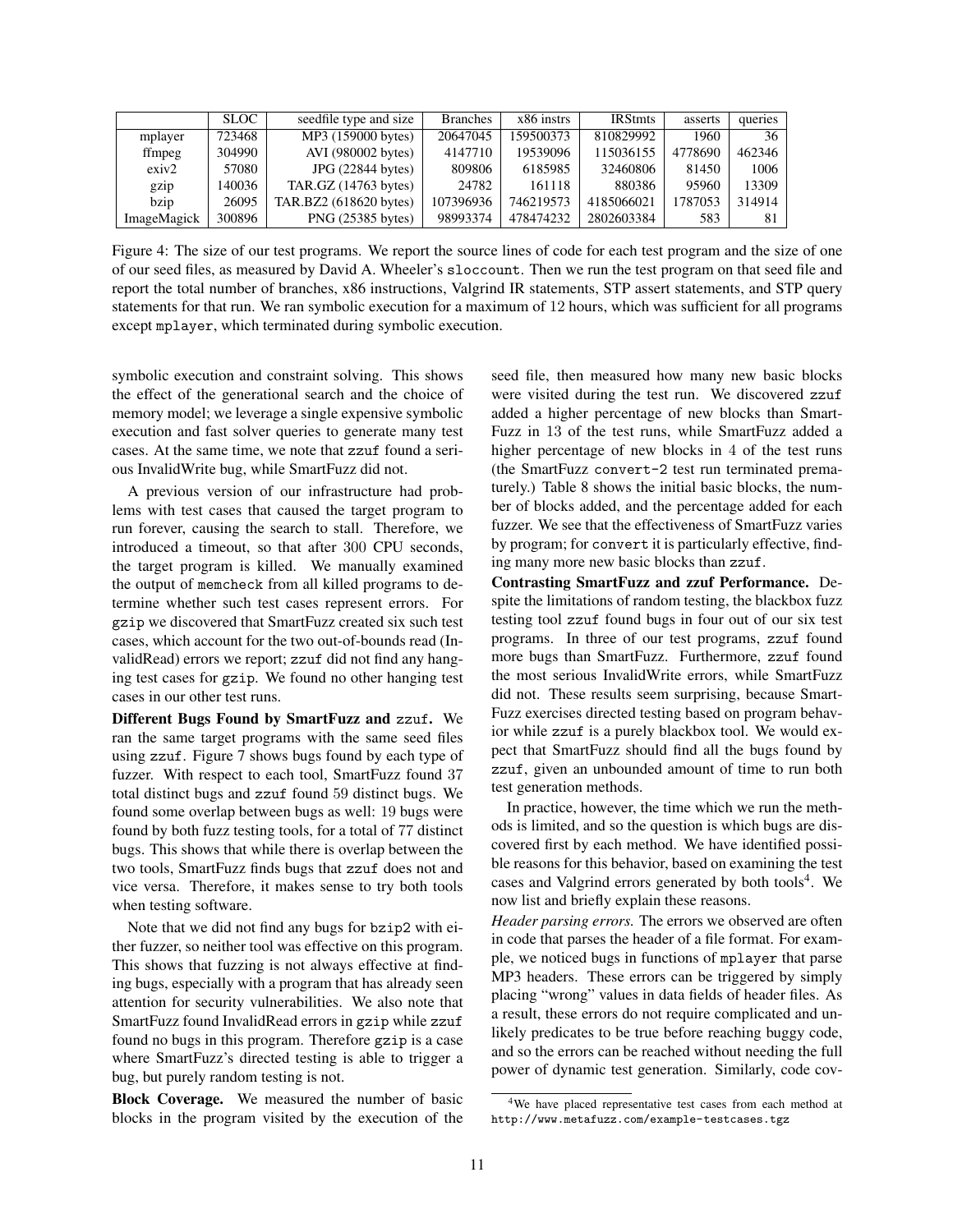|  | SLOC | seedfile type and size | Branches | x86 instrs | IRStmts | asserts | queries |
|---|---|---|---|---|---|---|---|
| mplayer | 723468 | MP3 (159000 bytes) | 20647045 | 159500373 | 810829992 | 1960 | 36 |
| ffmpeg | 304990 | AVI (980002 bytes) | 4147710 | 19539096 | 115036155 | 4778690 | 462346 |
| exiv2 | 57080 | JPG (22844 bytes) | 809806 | 6185985 | 32460806 | 81450 | 1006 |
| gzip | 140036 | TAR.GZ (14763 bytes) | 24782 | 161118 | 880386 | 95960 | 13309 |
| bzip | 26095 | TAR.BZ2 (618620 bytes) | 107396936 | 746219573 | 4185066021 | 1787053 | 314914 |
| ImageMagick | 300896 | PNG (25385 bytes) | 98993374 | 478474232 | 2802603384 | 583 | 81 |

Figure 4: The size of our test programs. We report the source lines of code for each test program and the size of one of our seed files, as measured by David A. Wheeler's `sloccount`. Then we run the test program on that seed file and report the total number of branches, x86 instructions, Valgrind IR statements, STP assert statements, and STP query statements for that run. We ran symbolic execution for a maximum of 12 hours, which was sufficient for all programs except `mplayer`, which terminated during symbolic execution.

symbolic execution and constraint solving. This shows the effect of the generational search and the choice of memory model; we leverage a single expensive symbolic execution and fast solver queries to generate many test cases. At the same time, we note that `zzuf` found a serious InvalidWrite bug, while SmartFuzz did not.

A previous version of our infrastructure had problems with test cases that caused the target program to run forever, causing the search to stall. Therefore, we introduced a timeout, so that after 300 CPU seconds, the target program is killed. We manually examined the output of `memcheck` from all killed programs to determine whether such test cases represent errors. For `gzip` we discovered that SmartFuzz created six such test cases, which account for the two out-of-bounds read (InvalidRead) errors we report; `zzuf` did not find any hanging test cases for `gzip`. We found no other hanging test cases in our other test runs.

**Different Bugs Found by SmartFuzz and `zzuf`.** We ran the same target programs with the same seed files using `zzuf`. Figure 7 shows bugs found by each type of fuzzer. With respect to each tool, SmartFuzz found 37 total distinct bugs and `zzuf` found 59 distinct bugs. We found some overlap between bugs as well: 19 bugs were found by both fuzz testing tools, for a total of 77 distinct bugs. This shows that while there is overlap between the two tools, SmartFuzz finds bugs that `zzuf` does not and vice versa. Therefore, it makes sense to try both tools when testing software.

Note that we did not find any bugs for `bzip2` with either fuzzer, so neither tool was effective on this program. This shows that fuzzing is not always effective at finding bugs, especially with a program that has already seen attention for security vulnerabilities. We also note that SmartFuzz found InvalidRead errors in `gzip` while `zzuf` found no bugs in this program. Therefore `gzip` is a case where SmartFuzz's directed testing is able to trigger a bug, but purely random testing is not.

**Block Coverage.** We measured the number of basic blocks in the program visited by the execution of the seed file, then measured how many new basic blocks were visited during the test run. We discovered `zzuf` added a higher percentage of new blocks than SmartFuzz in 13 of the test runs, while SmartFuzz added a higher percentage of new blocks in 4 of the test runs (the SmartFuzz `convert-2` test run terminated prematurely.) Table 8 shows the initial basic blocks, the number of blocks added, and the percentage added for each fuzzer. We see that the effectiveness of SmartFuzz varies by program; for `convert` it is particularly effective, finding many more new basic blocks than `zzuf`.

**Contrasting SmartFuzz and zzuf Performance.** Despite the limitations of random testing, the blackbox fuzz testing tool `zzuf` found bugs in four out of our six test programs. In three of our test programs, `zzuf` found more bugs than SmartFuzz. Furthermore, `zzuf` found the most serious InvalidWrite errors, while SmartFuzz did not. These results seem surprising, because SmartFuzz exercises directed testing based on program behavior while `zzuf` is a purely blackbox tool. We would expect that SmartFuzz should find all the bugs found by `zzuf`, given an unbounded amount of time to run both test generation methods.

In practice, however, the time which we run the methods is limited, and so the question is which bugs are discovered first by each method. We have identified possible reasons for this behavior, based on examining the test cases and Valgrind errors generated by both tools[4]. We now list and briefly explain these reasons.

*Header parsing errors.* The errors we observed are often in code that parses the header of a file format. For example, we noticed bugs in functions of `mplayer` that parse MP3 headers. These errors can be triggered by simply placing "wrong" values in data fields of header files. As a result, these errors do not require complicated and unlikely predicates to be true before reaching buggy code, and so the errors can be reached without needing the full power of dynamic test generation. Similarly, code cov-

[4] We have placed representative test cases from each method at `http://www.metafuzz.com/example-testcases.tgz`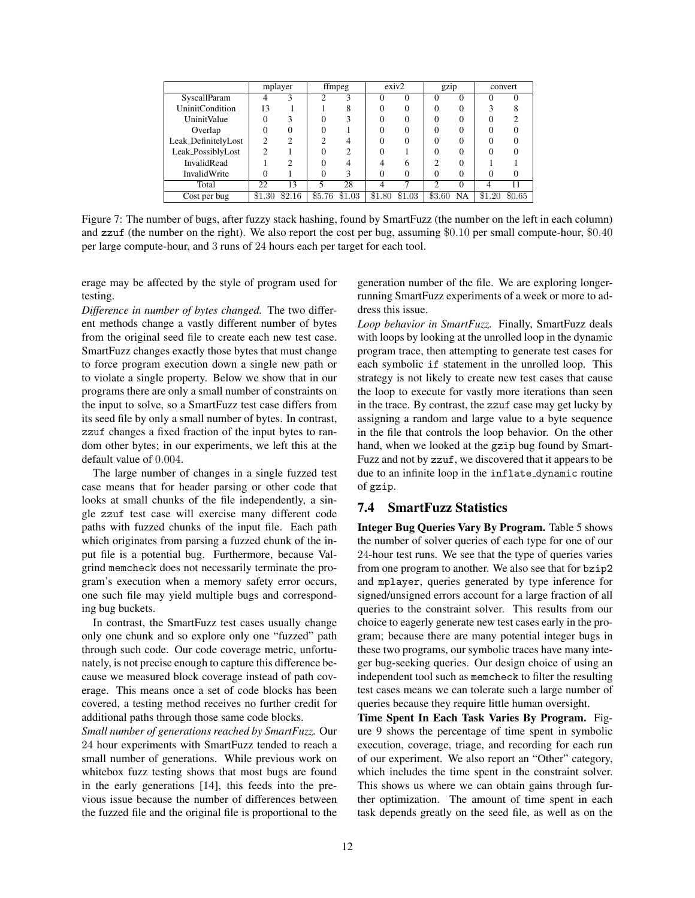| | mplayer | | ffmpeg | | exiv2 | | gzip | | convert | |
|---|---|---|---|---|---|---|---|---|---|---|
| SyscallParam | 4 | 3 | 2 | 3 | 0 | 0 | 0 | 0 | 0 | 0 |
| UninitCondition | 13 | 1 | 1 | 8 | 0 | 0 | 0 | 0 | 3 | 8 |
| UninitValue | 0 | 3 | 0 | 3 | 0 | 0 | 0 | 0 | 0 | 2 |
| Overlap | 0 | 0 | 0 | 1 | 0 | 0 | 0 | 0 | 0 | 0 |
| Leak_DefinitelyLost | 2 | 2 | 2 | 4 | 0 | 0 | 0 | 0 | 0 | 0 |
| Leak_PossiblyLost | 2 | 1 | 0 | 2 | 0 | 1 | 0 | 0 | 0 | 0 |
| InvalidRead | 1 | 2 | 0 | 4 | 4 | 6 | 2 | 0 | 1 | 1 |
| InvalidWrite | 0 | 1 | 0 | 3 | 0 | 0 | 0 | 0 | 0 | 0 |
| Total | 22 | 13 | 5 | 28 | 4 | 7 | 2 | 0 | 4 | 11 |
| Cost per bug | \$1.30 | \$2.16 | \$5.76 | \$1.03 | \$1.80 | \$1.03 | \$3.60 | NA | \$1.20 | \$0.65 |

Figure 7: The number of bugs, after fuzzy stack hashing, found by SmartFuzz (the number on the left in each column) and `zzuf` (the number on the right). We also report the cost per bug, assuming \$0.10 per small compute-hour, \$0.40 per large compute-hour, and 3 runs of 24 hours each per target for each tool.

erage may be affected by the style of program used for testing.

*Difference in number of bytes changed.* The two different methods change a vastly different number of bytes from the original seed file to create each new test case. SmartFuzz changes exactly those bytes that must change to force program execution down a single new path or to violate a single property. Below we show that in our programs there are only a small number of constraints on the input to solve, so a SmartFuzz test case differs from its seed file by only a small number of bytes. In contrast, `zzuf` changes a fixed fraction of the input bytes to random other bytes; in our experiments, we left this at the default value of 0.004.

The large number of changes in a single fuzzed test case means that for header parsing or other code that looks at small chunks of the file independently, a single `zzuf` test case will exercise many different code paths with fuzzed chunks of the input file. Each path which originates from parsing a fuzzed chunk of the input file is a potential bug. Furthermore, because Valgrind `memcheck` does not necessarily terminate the program's execution when a memory safety error occurs, one such file may yield multiple bugs and corresponding bug buckets.

In contrast, the SmartFuzz test cases usually change only one chunk and so explore only one "fuzzed" path through such code. Our code coverage metric, unfortunately, is not precise enough to capture this difference because we measured block coverage instead of path coverage. This means once a set of code blocks has been covered, a testing method receives no further credit for additional paths through those same code blocks.

*Small number of generations reached by SmartFuzz.* Our 24 hour experiments with SmartFuzz tended to reach a small number of generations. While previous work on whitebox fuzz testing shows that most bugs are found in the early generations [14], this feeds into the previous issue because the number of differences between the fuzzed file and the original file is proportional to the generation number of the file. We are exploring longer-running SmartFuzz experiments of a week or more to address this issue.

*Loop behavior in SmartFuzz.* Finally, SmartFuzz deals with loops by looking at the unrolled loop in the dynamic program trace, then attempting to generate test cases for each symbolic `if` statement in the unrolled loop. This strategy is not likely to create new test cases that cause the loop to execute for vastly more iterations than seen in the trace. By contrast, the `zzuf` case may get lucky by assigning a random and large value to a byte sequence in the file that controls the loop behavior. On the other hand, when we looked at the `gzip` bug found by SmartFuzz and not by `zzuf`, we discovered that it appears to be due to an infinite loop in the `inflate_dynamic` routine of `gzip`.

## 7.4 SmartFuzz Statistics

**Integer Bug Queries Vary By Program.** Table 5 shows the number of solver queries of each type for one of our 24-hour test runs. We see that the type of queries varies from one program to another. We also see that for `bzip2` and `mplayer`, queries generated by type inference for signed/unsigned errors account for a large fraction of all queries to the constraint solver. This results from our choice to eagerly generate new test cases early in the program; because there are many potential integer bugs in these two programs, our symbolic traces have many integer bug-seeking queries. Our design choice of using an independent tool such as `memcheck` to filter the resulting test cases means we can tolerate such a large number of queries because they require little human oversight.

**Time Spent In Each Task Varies By Program.** Figure 9 shows the percentage of time spent in symbolic execution, coverage, triage, and recording for each run of our experiment. We also report an "Other" category, which includes the time spent in the constraint solver. This shows us where we can obtain gains through further optimization. The amount of time spent in each task depends greatly on the seed file, as well as on the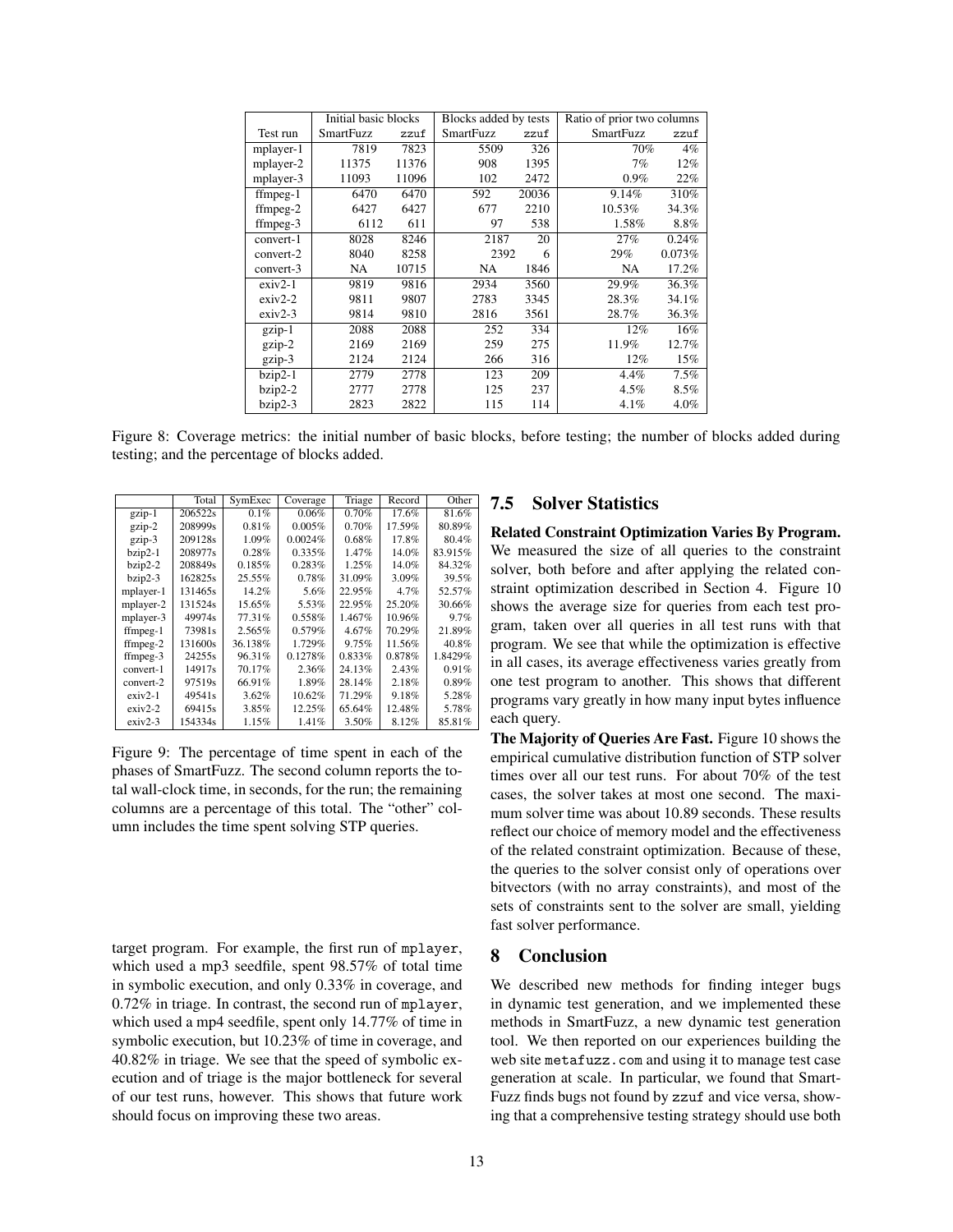| | Initial basic blocks | | Blocks added by tests | | Ratio of prior two columns | |
|---|---|---|---|---|---|---|
| Test run | SmartFuzz | zzuf | SmartFuzz | zzuf | SmartFuzz | zzuf |
| mplayer-1 | 7819 | 7823 | 5509 | 326 | 70% | 4% |
| mplayer-2 | 11375 | 11376 | 908 | 1395 | 7% | 12% |
| mplayer-3 | 11093 | 11096 | 102 | 2472 | 0.9% | 22% |
| ffmpeg-1 | 6470 | 6470 | 592 | 20036 | 9.14% | 310% |
| ffmpeg-2 | 6427 | 6427 | 677 | 2210 | 10.53% | 34.3% |
| ffmpeg-3 | 6112 | 611 | 97 | 538 | 1.58% | 8.8% |
| convert-1 | 8028 | 8246 | 2187 | 20 | 27% | 0.24% |
| convert-2 | 8040 | 8258 | 2392 | 6 | 29% | 0.073% |
| convert-3 | NA | 10715 | NA | 1846 | NA | 17.2% |
| exiv2-1 | 9819 | 9816 | 2934 | 3560 | 29.9% | 36.3% |
| exiv2-2 | 9811 | 9807 | 2783 | 3345 | 28.3% | 34.1% |
| exiv2-3 | 9814 | 9810 | 2816 | 3561 | 28.7% | 36.3% |
| gzip-1 | 2088 | 2088 | 252 | 334 | 12% | 16% |
| gzip-2 | 2169 | 2169 | 259 | 275 | 11.9% | 12.7% |
| gzip-3 | 2124 | 2124 | 266 | 316 | 12% | 15% |
| bzip2-1 | 2779 | 2778 | 123 | 209 | 4.4% | 7.5% |
| bzip2-2 | 2777 | 2778 | 125 | 237 | 4.5% | 8.5% |
| bzip2-3 | 2823 | 2822 | 115 | 114 | 4.1% | 4.0% |

Figure 8: Coverage metrics: the initial number of basic blocks, before testing; the number of blocks added during testing; and the percentage of blocks added.

| | Total | SymExec | Coverage | Triage | Record | Other |
|---|---|---|---|---|---|---|
| gzip-1 | 206522s | 0.1% | 0.06% | 0.70% | 17.6% | 81.6% |
| gzip-2 | 208999s | 0.81% | 0.005% | 0.70% | 17.59% | 80.89% |
| gzip-3 | 209128s | 1.09% | 0.0024% | 0.68% | 17.8% | 80.4% |
| bzip2-1 | 208977s | 0.28% | 0.335% | 1.47% | 14.0% | 83.915% |
| bzip2-2 | 208849s | 0.185% | 0.283% | 1.25% | 14.0% | 84.32% |
| bzip2-3 | 162825s | 25.55% | 0.78% | 31.09% | 3.09% | 39.5% |
| mplayer-1 | 131465s | 14.2% | 5.6% | 22.95% | 4.7% | 52.57% |
| mplayer-2 | 131524s | 15.65% | 5.53% | 22.95% | 25.20% | 30.66% |
| mplayer-3 | 49974s | 77.31% | 0.558% | 1.467% | 10.96% | 9.7% |
| ffmpeg-1 | 73981s | 2.565% | 0.579% | 4.67% | 70.29% | 21.89% |
| ffmpeg-2 | 131600s | 36.138% | 1.729% | 9.75% | 11.56% | 40.8% |
| ffmpeg-3 | 24255s | 96.31% | 0.1278% | 0.833% | 0.878% | 1.8429% |
| convert-1 | 14917s | 70.17% | 2.36% | 24.13% | 2.43% | 0.91% |
| convert-2 | 97519s | 66.91% | 1.89% | 28.14% | 2.18% | 0.89% |
| exiv2-1 | 49541s | 3.62% | 10.62% | 71.29% | 9.18% | 5.28% |
| exiv2-2 | 69415s | 3.85% | 12.25% | 65.64% | 12.48% | 5.78% |
| exiv2-3 | 154334s | 1.15% | 1.41% | 3.50% | 8.12% | 85.81% |

Figure 9: The percentage of time spent in each of the phases of SmartFuzz. The second column reports the total wall-clock time, in seconds, for the run; the remaining columns are a percentage of this total. The "other" column includes the time spent solving STP queries.

target program. For example, the first run of mplayer, which used a mp3 seedfile, spent 98.57% of total time in symbolic execution, and only 0.33% in coverage, and 0.72% in triage. In contrast, the second run of mplayer, which used a mp4 seedfile, spent only 14.77% of time in symbolic execution, but 10.23% of time in coverage, and 40.82% in triage. We see that the speed of symbolic execution and of triage is the major bottleneck for several of our test runs, however. This shows that future work should focus on improving these two areas.

## 7.5 Solver Statistics

**Related Constraint Optimization Varies By Program.** We measured the size of all queries to the constraint solver, both before and after applying the related constraint optimization described in Section 4. Figure 10 shows the average size for queries from each test program, taken over all queries in all test runs with that program. We see that while the optimization is effective in all cases, its average effectiveness varies greatly from one test program to another. This shows that different programs vary greatly in how many input bytes influence each query.

**The Majority of Queries Are Fast.** Figure 10 shows the empirical cumulative distribution function of STP solver times over all our test runs. For about 70% of the test cases, the solver takes at most one second. The maximum solver time was about 10.89 seconds. These results reflect our choice of memory model and the effectiveness of the related constraint optimization. Because of these, the queries to the solver consist only of operations over bitvectors (with no array constraints), and most of the sets of constraints sent to the solver are small, yielding fast solver performance.

# 8 Conclusion

We described new methods for finding integer bugs in dynamic test generation, and we implemented these methods in SmartFuzz, a new dynamic test generation tool. We then reported on our experiences building the web site metafuzz.com and using it to manage test case generation at scale. In particular, we found that SmartFuzz finds bugs not found by zzuf and vice versa, showing that a comprehensive testing strategy should use both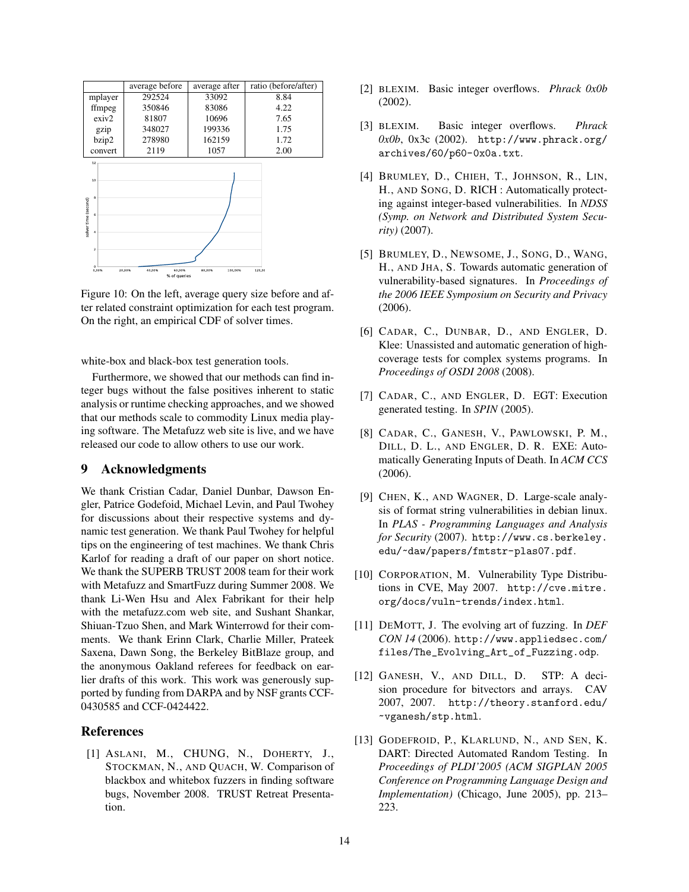| | average before | average after | ratio (before/after) |
|---|---|---|---|
| mplayer | 292524 | 33092 | 8.84 |
| ffmpeg | 350846 | 83086 | 4.22 |
| exiv2 | 81807 | 10696 | 7.65 |
| gzip | 348027 | 199336 | 1.75 |
| bzip2 | 278980 | 162159 | 1.72 |
| convert | 2119 | 1057 | 2.00 |

Figure 10: On the left, average query size before and after related constraint optimization for each test program. On the right, an empirical CDF of solver times.

white-box and black-box test generation tools.

Furthermore, we showed that our methods can find integer bugs without the false positives inherent to static analysis or runtime checking approaches, and we showed that our methods scale to commodity Linux media playing software. The Metafuzz web site is live, and we have released our code to allow others to use our work.

## 9 Acknowledgments

We thank Cristian Cadar, Daniel Dunbar, Dawson Engler, Patrice Godefoid, Michael Levin, and Paul Twohey for discussions about their respective systems and dynamic test generation. We thank Paul Twohey for helpful tips on the engineering of test machines. We thank Chris Karlof for reading a draft of our paper on short notice. We thank the SUPERB TRUST 2008 team for their work with Metafuzz and SmartFuzz during Summer 2008. We thank Li-Wen Hsu and Alex Fabrikant for their help with the metafuzz.com web site, and Sushant Shankar, Shiuan-Tzuo Shen, and Mark Winterrowd for their comments. We thank Erinn Clark, Charlie Miller, Prateek Saxena, Dawn Song, the Berkeley BitBlaze group, and the anonymous Oakland referees for feedback on earlier drafts of this work. This work was generously supported by funding from DARPA and by NSF grants CCF-0430585 and CCF-0424422.

## References

[1] ASLANI, M., CHUNG, N., DOHERTY, J., STOCKMAN, N., AND QUACH, W. Comparison of blackbox and whitebox fuzzers in finding software bugs, November 2008. TRUST Retreat Presentation.

[2] BLEXIM. Basic integer overflows. *Phrack 0x0b* (2002).

[3] BLEXIM. Basic integer overflows. *Phrack 0x0b*, 0x3c (2002). http://www.phrack.org/archives/60/p60-0x0a.txt.

[4] BRUMLEY, D., CHIEH, T., JOHNSON, R., LIN, H., AND SONG, D. RICH : Automatically protecting against integer-based vulnerabilities. In *NDSS (Symp. on Network and Distributed System Security)* (2007).

[5] BRUMLEY, D., NEWSOME, J., SONG, D., WANG, H., AND JHA, S. Towards automatic generation of vulnerability-based signatures. In *Proceedings of the 2006 IEEE Symposium on Security and Privacy* (2006).

[6] CADAR, C., DUNBAR, D., AND ENGLER, D. Klee: Unassisted and automatic generation of high-coverage tests for complex systems programs. In *Proceedings of OSDI 2008* (2008).

[7] CADAR, C., AND ENGLER, D. EGT: Execution generated testing. In *SPIN* (2005).

[8] CADAR, C., GANESH, V., PAWLOWSKI, P. M., DILL, D. L., AND ENGLER, D. R. EXE: Automatically Generating Inputs of Death. In *ACM CCS* (2006).

[9] CHEN, K., AND WAGNER, D. Large-scale analysis of format string vulnerabilities in debian linux. In *PLAS - Programming Languages and Analysis for Security* (2007). http://www.cs.berkeley.edu/~daw/papers/fmtstr-plas07.pdf.

[10] CORPORATION, M. Vulnerability Type Distributions in CVE, May 2007. http://cve.mitre.org/docs/vuln-trends/index.html.

[11] DEMOTT, J. The evolving art of fuzzing. In *DEF CON 14* (2006). http://www.appliedsec.com/files/The_Evolving_Art_of_Fuzzing.odp.

[12] GANESH, V., AND DILL, D. STP: A decision procedure for bitvectors and arrays. CAV 2007, 2007. http://theory.stanford.edu/~vganesh/stp.html.

[13] GODEFROID, P., KLARLUND, N., AND SEN, K. DART: Directed Automated Random Testing. In *Proceedings of PLDI'2005 (ACM SIGPLAN 2005 Conference on Programming Language Design and Implementation)* (Chicago, June 2005), pp. 213–223.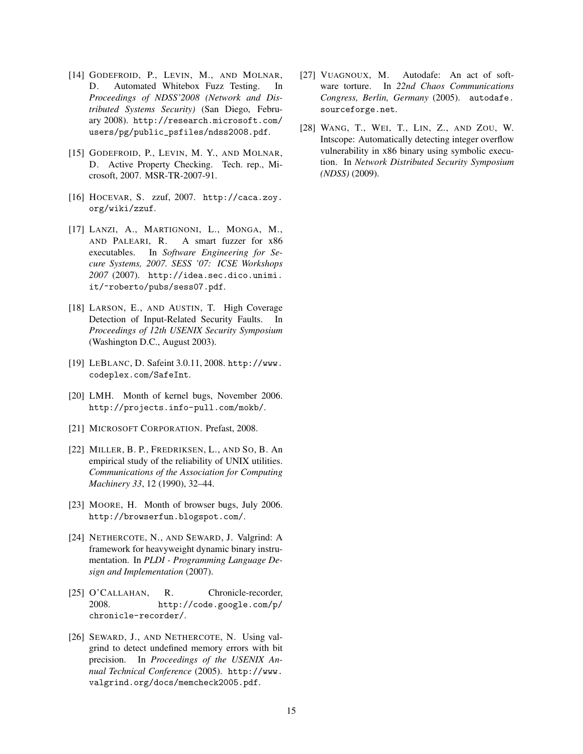[14] GODEFROID, P., LEVIN, M., AND MOLNAR, D. Automated Whitebox Fuzz Testing. In *Proceedings of NDSS'2008 (Network and Distributed Systems Security)* (San Diego, February 2008). http://research.microsoft.com/users/pg/public_psfiles/ndss2008.pdf.

[15] GODEFROID, P., LEVIN, M. Y., AND MOLNAR, D. Active Property Checking. Tech. rep., Microsoft, 2007. MSR-TR-2007-91.

[16] HOCEVAR, S. zzuf, 2007. http://caca.zoy.org/wiki/zzuf.

[17] LANZI, A., MARTIGNONI, L., MONGA, M., AND PALEARI, R. A smart fuzzer for x86 executables. In *Software Engineering for Secure Systems, 2007. SESS '07: ICSE Workshops 2007* (2007). http://idea.sec.dico.unimi.it/~roberto/pubs/sess07.pdf.

[18] LARSON, E., AND AUSTIN, T. High Coverage Detection of Input-Related Security Faults. In *Proceedings of 12th USENIX Security Symposium* (Washington D.C., August 2003).

[19] LEBLANC, D. Safeint 3.0.11, 2008. http://www.codeplex.com/SafeInt.

[20] LMH. Month of kernel bugs, November 2006. http://projects.info-pull.com/mokb/.

[21] MICROSOFT CORPORATION. Prefast, 2008.

[22] MILLER, B. P., FREDRIKSEN, L., AND SO, B. An empirical study of the reliability of UNIX utilities. *Communications of the Association for Computing Machinery 33*, 12 (1990), 32–44.

[23] MOORE, H. Month of browser bugs, July 2006. http://browserfun.blogspot.com/.

[24] NETHERCOTE, N., AND SEWARD, J. Valgrind: A framework for heavyweight dynamic binary instrumentation. In *PLDI - Programming Language Design and Implementation* (2007).

[25] O'CALLAHAN, R. Chronicle-recorder, 2008. http://code.google.com/p/chronicle-recorder/.

[26] SEWARD, J., AND NETHERCOTE, N. Using valgrind to detect undefined memory errors with bit precision. In *Proceedings of the USENIX Annual Technical Conference* (2005). http://www.valgrind.org/docs/memcheck2005.pdf.

[27] VUAGNOUX, M. Autodafe: An act of software torture. In *22nd Chaos Communications Congress, Berlin, Germany* (2005). autodafe.sourceforge.net.

[28] WANG, T., WEI, T., LIN, Z., AND ZOU, W. Intscope: Automatically detecting integer overflow vulnerability in x86 binary using symbolic execution. In *Network Distributed Security Symposium (NDSS)* (2009).